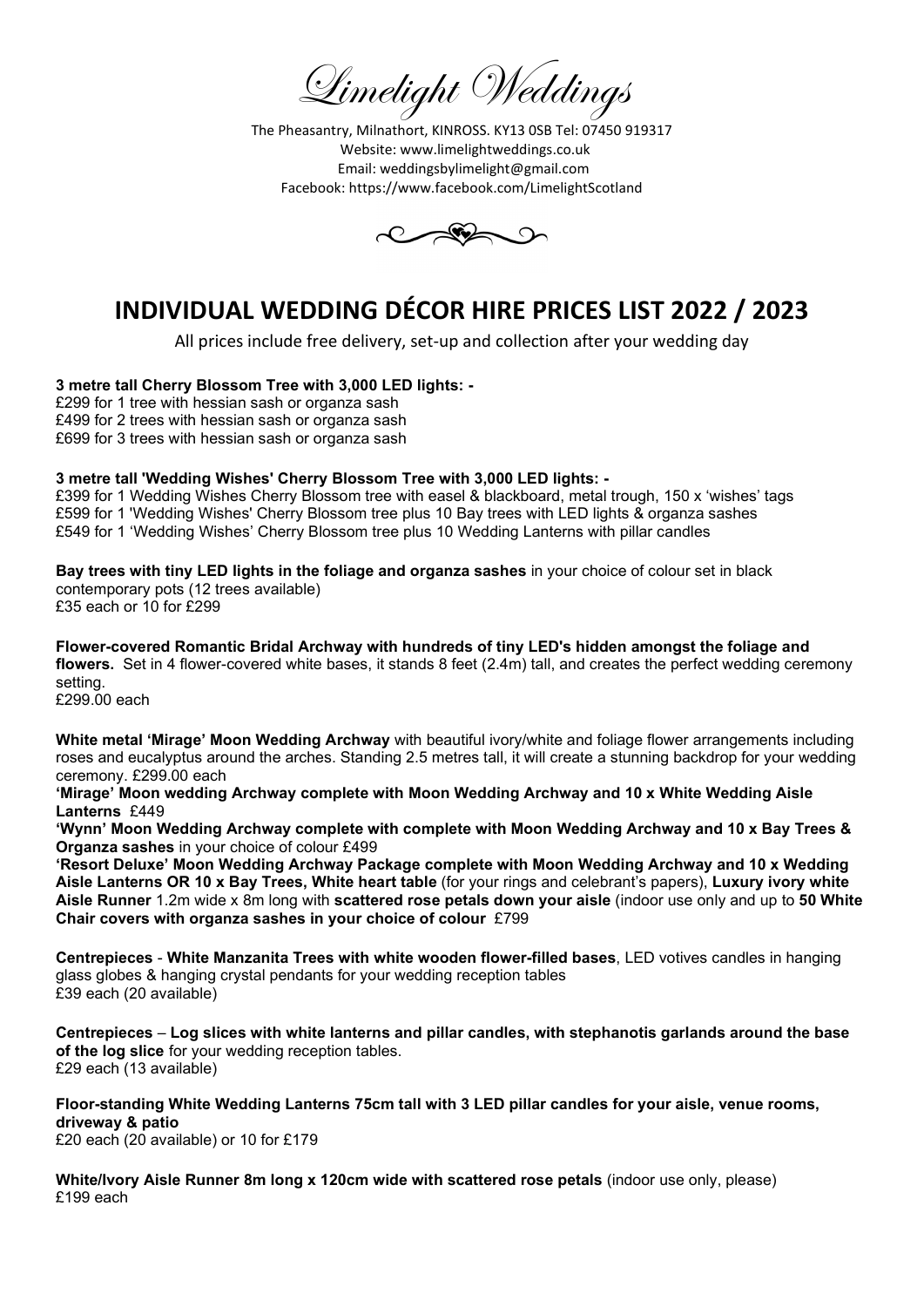*Limelight Weddings*

The Pheasantry, Milnathort, KINROSS. KY13 0SB Tel: 07450 919317
Website: www.limelightweddings.co.uk
Email: weddingsbylimelight@gmail.com
Facebook: https://www.facebook.com/LimelightScotland

# INDIVIDUAL WEDDING DÉCOR HIRE PRICES LIST 2022 / 2023

All prices include free delivery, set-up and collection after your wedding day

**3 metre tall Cherry Blossom Tree with 3,000 LED lights: -**
£299 for 1 tree with hessian sash or organza sash
£499 for 2 trees with hessian sash or organza sash
£699 for 3 trees with hessian sash or organza sash

**3 metre tall 'Wedding Wishes' Cherry Blossom Tree with 3,000 LED lights: -**
£399 for 1 Wedding Wishes Cherry Blossom tree with easel & blackboard, metal trough, 150 x 'wishes' tags
£599 for 1 'Wedding Wishes' Cherry Blossom tree plus 10 Bay trees with LED lights & organza sashes
£549 for 1 'Wedding Wishes' Cherry Blossom tree plus 10 Wedding Lanterns with pillar candles

**Bay trees with tiny LED lights in the foliage and organza sashes** in your choice of colour set in black contemporary pots (12 trees available)
£35 each or 10 for £299

**Flower-covered Romantic Bridal Archway with hundreds of tiny LED's hidden amongst the foliage and flowers.** Set in 4 flower-covered white bases, it stands 8 feet (2.4m) tall, and creates the perfect wedding ceremony setting.
£299.00 each

**White metal 'Mirage' Moon Wedding Archway** with beautiful ivory/white and foliage flower arrangements including roses and eucalyptus around the arches. Standing 2.5 metres tall, it will create a stunning backdrop for your wedding ceremony. £299.00 each

**'Mirage' Moon wedding Archway complete with Moon Wedding Archway and 10 x White Wedding Aisle Lanterns** £449

**'Wynn' Moon Wedding Archway complete with complete with Moon Wedding Archway and 10 x Bay Trees & Organza sashes** in your choice of colour £499

**'Resort Deluxe' Moon Wedding Archway Package complete with Moon Wedding Archway and 10 x Wedding Aisle Lanterns OR 10 x Bay Trees, White heart table** (for your rings and celebrant's papers), **Luxury ivory white Aisle Runner** 1.2m wide x 8m long with **scattered rose petals down your aisle** (indoor use only and up to **50 White Chair covers with organza sashes in your choice of colour** £799

**Centrepieces** - **White Manzanita Trees with white wooden flower-filled bases**, LED votives candles in hanging glass globes & hanging crystal pendants for your wedding reception tables
£39 each (20 available)

**Centrepieces** – **Log slices with white lanterns and pillar candles, with stephanotis garlands around the base of the log slice** for your wedding reception tables.
£29 each (13 available)

**Floor-standing White Wedding Lanterns 75cm tall with 3 LED pillar candles for your aisle, venue rooms, driveway & patio**
£20 each (20 available) or 10 for £179

**White/Ivory Aisle Runner 8m long x 120cm wide with scattered rose petals** (indoor use only, please)
£199 each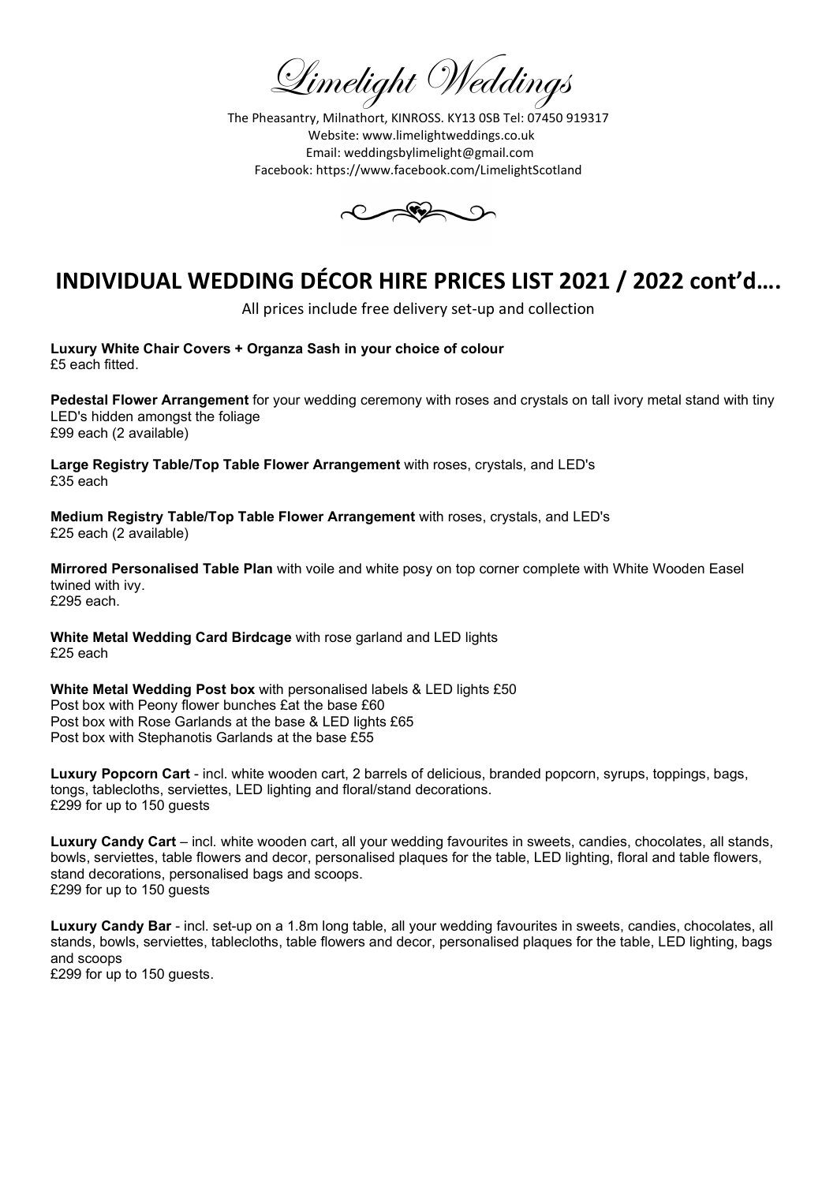# Limelight Weddings

The Pheasantry, Milnathort, KINROSS. KY13 0SB Tel: 07450 919317
Website: www.limelightweddings.co.uk
Email: weddingsbylimelight@gmail.com
Facebook: https://www.facebook.com/LimelightScotland

## INDIVIDUAL WEDDING DÉCOR HIRE PRICES LIST 2021 / 2022 cont'd….

All prices include free delivery set-up and collection

**Luxury White Chair Covers + Organza Sash in your choice of colour**
£5 each fitted.

**Pedestal Flower Arrangement** for your wedding ceremony with roses and crystals on tall ivory metal stand with tiny LED's hidden amongst the foliage
£99 each (2 available)

**Large Registry Table/Top Table Flower Arrangement** with roses, crystals, and LED's
£35 each

**Medium Registry Table/Top Table Flower Arrangement** with roses, crystals, and LED's
£25 each (2 available)

**Mirrored Personalised Table Plan** with voile and white posy on top corner complete with White Wooden Easel twined with ivy.
£295 each.

**White Metal Wedding Card Birdcage** with rose garland and LED lights
£25 each

**White Metal Wedding Post box** with personalised labels & LED lights £50
Post box with Peony flower bunches £at the base £60
Post box with Rose Garlands at the base & LED lights £65
Post box with Stephanotis Garlands at the base £55

**Luxury Popcorn Cart** - incl. white wooden cart, 2 barrels of delicious, branded popcorn, syrups, toppings, bags, tongs, tablecloths, serviettes, LED lighting and floral/stand decorations.
£299 for up to 150 guests

**Luxury Candy Cart** – incl. white wooden cart, all your wedding favourites in sweets, candies, chocolates, all stands, bowls, serviettes, table flowers and decor, personalised plaques for the table, LED lighting, floral and table flowers, stand decorations, personalised bags and scoops.
£299 for up to 150 guests

**Luxury Candy Bar** - incl. set-up on a 1.8m long table, all your wedding favourites in sweets, candies, chocolates, all stands, bowls, serviettes, tablecloths, table flowers and decor, personalised plaques for the table, LED lighting, bags and scoops
£299 for up to 150 guests.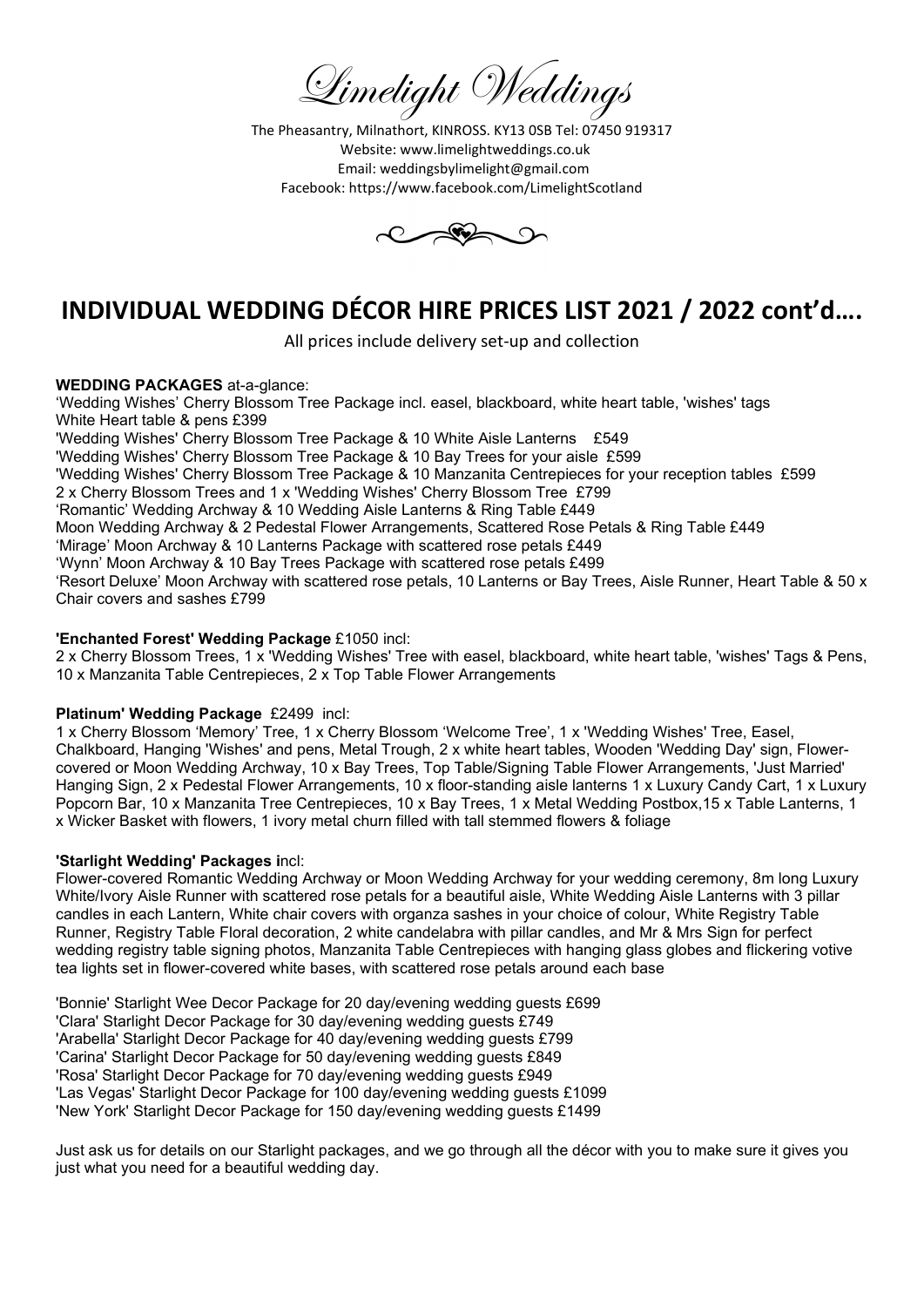Limelight Weddings

The Pheasantry, Milnathort, KINROSS. KY13 0SB Tel: 07450 919317
Website: www.limelightweddings.co.uk
Email: weddingsbylimelight@gmail.com
Facebook: https://www.facebook.com/LimelightScotland

# INDIVIDUAL WEDDING DÉCOR HIRE PRICES LIST 2021 / 2022 cont'd….

All prices include delivery set-up and collection

**WEDDING PACKAGES** at-a-glance:
'Wedding Wishes' Cherry Blossom Tree Package incl. easel, blackboard, white heart table, 'wishes' tags White Heart table & pens £399
'Wedding Wishes' Cherry Blossom Tree Package & 10 White Aisle Lanterns £549
'Wedding Wishes' Cherry Blossom Tree Package & 10 Bay Trees for your aisle £599
'Wedding Wishes' Cherry Blossom Tree Package & 10 Manzanita Centrepieces for your reception tables £599
2 x Cherry Blossom Trees and 1 x 'Wedding Wishes' Cherry Blossom Tree £799
'Romantic' Wedding Archway & 10 Wedding Aisle Lanterns & Ring Table £449
Moon Wedding Archway & 2 Pedestal Flower Arrangements, Scattered Rose Petals & Ring Table £449
'Mirage' Moon Archway & 10 Lanterns Package with scattered rose petals £449
'Wynn' Moon Archway & 10 Bay Trees Package with scattered rose petals £499
'Resort Deluxe' Moon Archway with scattered rose petals, 10 Lanterns or Bay Trees, Aisle Runner, Heart Table & 50 x Chair covers and sashes £799

**'Enchanted Forest' Wedding Package** £1050 incl:
2 x Cherry Blossom Trees, 1 x 'Wedding Wishes' Tree with easel, blackboard, white heart table, 'wishes' Tags & Pens, 10 x Manzanita Table Centrepieces, 2 x Top Table Flower Arrangements

**Platinum' Wedding Package** £2499 incl:
1 x Cherry Blossom 'Memory' Tree, 1 x Cherry Blossom 'Welcome Tree', 1 x 'Wedding Wishes' Tree, Easel, Chalkboard, Hanging 'Wishes' and pens, Metal Trough, 2 x white heart tables, Wooden 'Wedding Day' sign, Flower-covered or Moon Wedding Archway, 10 x Bay Trees, Top Table/Signing Table Flower Arrangements, 'Just Married' Hanging Sign, 2 x Pedestal Flower Arrangements, 10 x floor-standing aisle lanterns 1 x Luxury Candy Cart, 1 x Luxury Popcorn Bar, 10 x Manzanita Tree Centrepieces, 10 x Bay Trees, 1 x Metal Wedding Postbox,15 x Table Lanterns, 1 x Wicker Basket with flowers, 1 ivory metal churn filled with tall stemmed flowers & foliage

**'Starlight Wedding' Packages i**ncl:
Flower-covered Romantic Wedding Archway or Moon Wedding Archway for your wedding ceremony, 8m long Luxury White/Ivory Aisle Runner with scattered rose petals for a beautiful aisle, White Wedding Aisle Lanterns with 3 pillar candles in each Lantern, White chair covers with organza sashes in your choice of colour, White Registry Table Runner, Registry Table Floral decoration, 2 white candelabra with pillar candles, and Mr & Mrs Sign for perfect wedding registry table signing photos, Manzanita Table Centrepieces with hanging glass globes and flickering votive tea lights set in flower-covered white bases, with scattered rose petals around each base

'Bonnie' Starlight Wee Decor Package for 20 day/evening wedding guests £699
'Clara' Starlight Decor Package for 30 day/evening wedding guests £749
'Arabella' Starlight Decor Package for 40 day/evening wedding guests £799
'Carina' Starlight Decor Package for 50 day/evening wedding guests £849
'Rosa' Starlight Decor Package for 70 day/evening wedding guests £949
'Las Vegas' Starlight Decor Package for 100 day/evening wedding guests £1099
'New York' Starlight Decor Package for 150 day/evening wedding guests £1499

Just ask us for details on our Starlight packages, and we go through all the décor with you to make sure it gives you just what you need for a beautiful wedding day.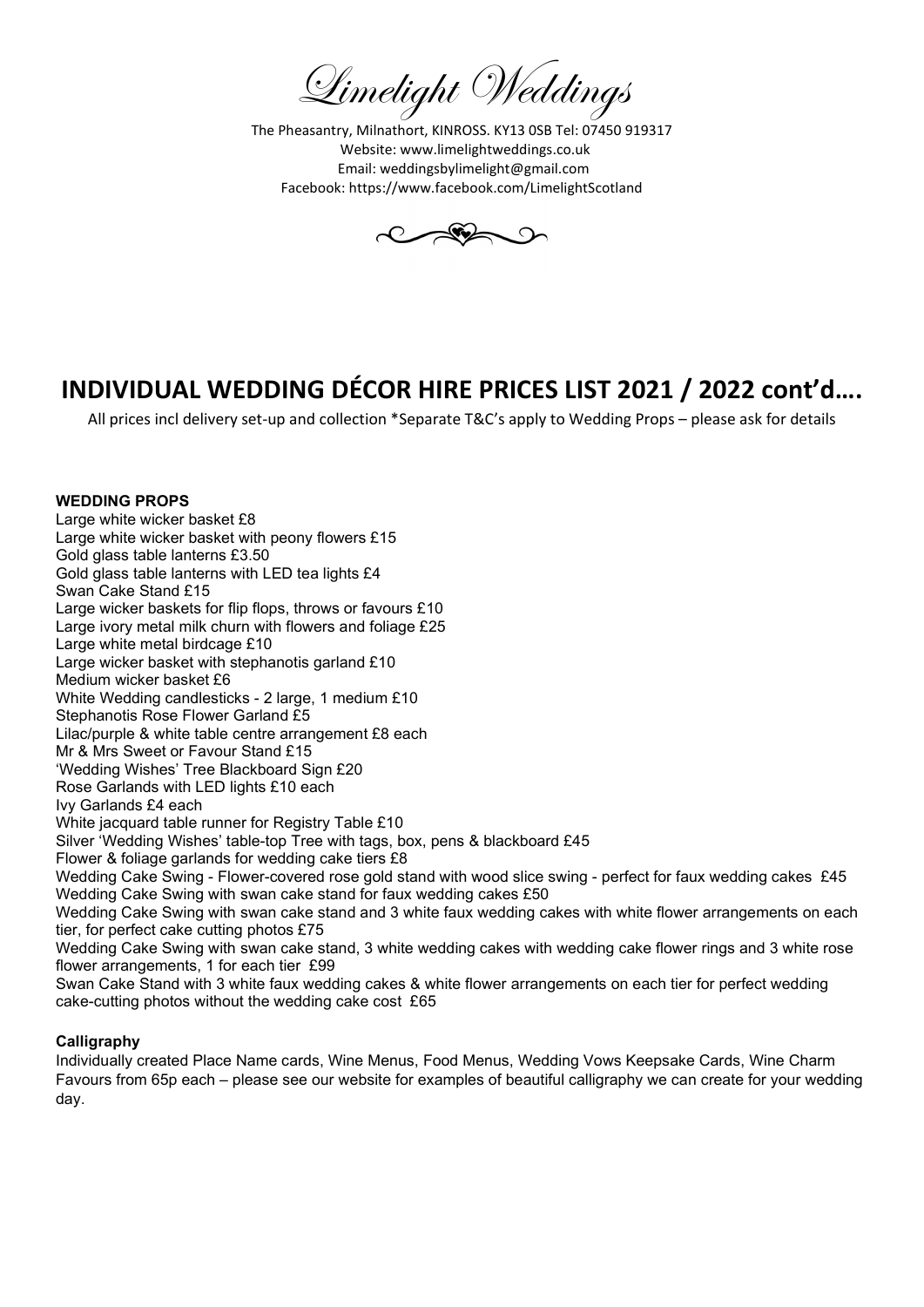# Limelight Weddings

The Pheasantry, Milnathort, KINROSS. KY13 0SB Tel: 07450 919317
Website: www.limelightweddings.co.uk
Email: weddingsbylimelight@gmail.com
Facebook: https://www.facebook.com/LimelightScotland

## INDIVIDUAL WEDDING DÉCOR HIRE PRICES LIST 2021 / 2022 cont'd….

All prices incl delivery set-up and collection *Separate T&C's apply to Wedding Props – please ask for details

**WEDDING PROPS**

Large white wicker basket £8
Large white wicker basket with peony flowers £15
Gold glass table lanterns £3.50
Gold glass table lanterns with LED tea lights £4
Swan Cake Stand £15
Large wicker baskets for flip flops, throws or favours £10
Large ivory metal milk churn with flowers and foliage £25
Large white metal birdcage £10
Large wicker basket with stephanotis garland £10
Medium wicker basket £6
White Wedding candlesticks - 2 large, 1 medium £10
Stephanotis Rose Flower Garland £5
Lilac/purple & white table centre arrangement £8 each
Mr & Mrs Sweet or Favour Stand £15
'Wedding Wishes' Tree Blackboard Sign £20
Rose Garlands with LED lights £10 each
Ivy Garlands £4 each
White jacquard table runner for Registry Table £10
Silver 'Wedding Wishes' table-top Tree with tags, box, pens & blackboard £45
Flower & foliage garlands for wedding cake tiers £8
Wedding Cake Swing - Flower-covered rose gold stand with wood slice swing - perfect for faux wedding cakes £45
Wedding Cake Swing with swan cake stand for faux wedding cakes £50
Wedding Cake Swing with swan cake stand and 3 white faux wedding cakes with white flower arrangements on each tier, for perfect cake cutting photos £75
Wedding Cake Swing with swan cake stand, 3 white wedding cakes with wedding cake flower rings and 3 white rose flower arrangements, 1 for each tier £99
Swan Cake Stand with 3 white faux wedding cakes & white flower arrangements on each tier for perfect wedding cake-cutting photos without the wedding cake cost £65

**Calligraphy**

Individually created Place Name cards, Wine Menus, Food Menus, Wedding Vows Keepsake Cards, Wine Charm Favours from 65p each – please see our website for examples of beautiful calligraphy we can create for your wedding day.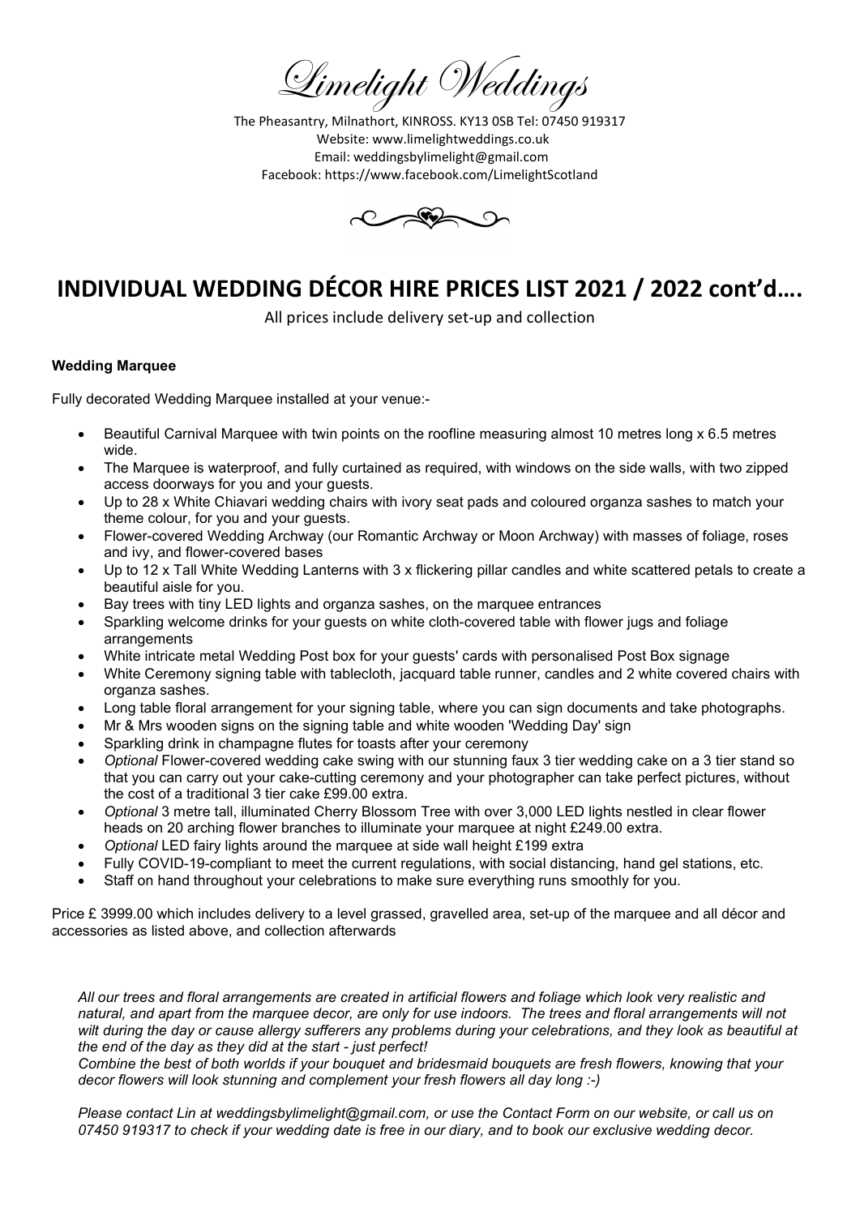# Limelight Weddings

The Pheasantry, Milnathort, KINROSS. KY13 0SB Tel: 07450 919317
Website: www.limelightweddings.co.uk
Email: weddingsbylimelight@gmail.com
Facebook: https://www.facebook.com/LimelightScotland

## INDIVIDUAL WEDDING DÉCOR HIRE PRICES LIST 2021 / 2022 cont'd….

All prices include delivery set-up and collection

**Wedding Marquee**

Fully decorated Wedding Marquee installed at your venue:-

- Beautiful Carnival Marquee with twin points on the roofline measuring almost 10 metres long x 6.5 metres wide.
- The Marquee is waterproof, and fully curtained as required, with windows on the side walls, with two zipped access doorways for you and your guests.
- Up to 28 x White Chiavari wedding chairs with ivory seat pads and coloured organza sashes to match your theme colour, for you and your guests.
- Flower-covered Wedding Archway (our Romantic Archway or Moon Archway) with masses of foliage, roses and ivy, and flower-covered bases
- Up to 12 x Tall White Wedding Lanterns with 3 x flickering pillar candles and white scattered petals to create a beautiful aisle for you.
- Bay trees with tiny LED lights and organza sashes, on the marquee entrances
- Sparkling welcome drinks for your guests on white cloth-covered table with flower jugs and foliage arrangements
- White intricate metal Wedding Post box for your guests' cards with personalised Post Box signage
- White Ceremony signing table with tablecloth, jacquard table runner, candles and 2 white covered chairs with organza sashes.
- Long table floral arrangement for your signing table, where you can sign documents and take photographs.
- Mr & Mrs wooden signs on the signing table and white wooden 'Wedding Day' sign
- Sparkling drink in champagne flutes for toasts after your ceremony
- *Optional* Flower-covered wedding cake swing with our stunning faux 3 tier wedding cake on a 3 tier stand so that you can carry out your cake-cutting ceremony and your photographer can take perfect pictures, without the cost of a traditional 3 tier cake £99.00 extra.
- *Optional* 3 metre tall, illuminated Cherry Blossom Tree with over 3,000 LED lights nestled in clear flower heads on 20 arching flower branches to illuminate your marquee at night £249.00 extra.
- *Optional* LED fairy lights around the marquee at side wall height £199 extra
- Fully COVID-19-compliant to meet the current regulations, with social distancing, hand gel stations, etc.
- Staff on hand throughout your celebrations to make sure everything runs smoothly for you.

Price £ 3999.00 which includes delivery to a level grassed, gravelled area, set-up of the marquee and all décor and accessories as listed above, and collection afterwards

*All our trees and floral arrangements are created in artificial flowers and foliage which look very realistic and natural, and apart from the marquee decor, are only for use indoors. The trees and floral arrangements will not wilt during the day or cause allergy sufferers any problems during your celebrations, and they look as beautiful at the end of the day as they did at the start - just perfect!*
*Combine the best of both worlds if your bouquet and bridesmaid bouquets are fresh flowers, knowing that your decor flowers will look stunning and complement your fresh flowers all day long :-)*

*Please contact Lin at weddingsbylimelight@gmail.com, or use the Contact Form on our website, or call us on 07450 919317 to check if your wedding date is free in our diary, and to book our exclusive wedding decor.*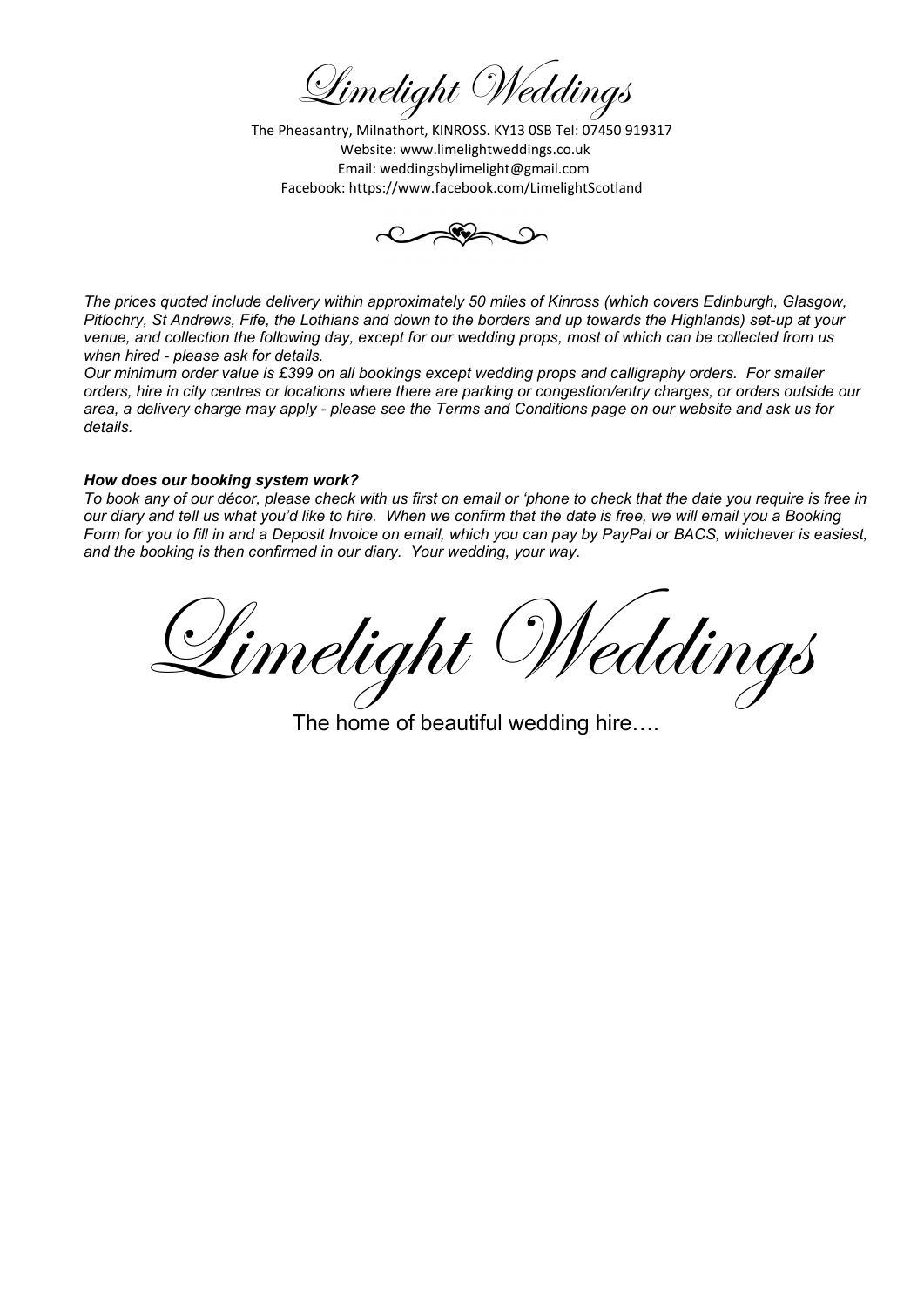# Limelight Weddings

The Pheasantry, Milnathort, KINROSS. KY13 0SB Tel: 07450 919317
Website: www.limelightweddings.co.uk
Email: weddingsbylimelight@gmail.com
Facebook: https://www.facebook.com/LimelightScotland

*The prices quoted include delivery within approximately 50 miles of Kinross (which covers Edinburgh, Glasgow, Pitlochry, St Andrews, Fife, the Lothians and down to the borders and up towards the Highlands) set-up at your venue, and collection the following day, except for our wedding props, most of which can be collected from us when hired - please ask for details.*
*Our minimum order value is £399 on all bookings except wedding props and calligraphy orders. For smaller orders, hire in city centres or locations where there are parking or congestion/entry charges, or orders outside our area, a delivery charge may apply - please see the Terms and Conditions page on our website and ask us for details.*

***How does our booking system work?***
*To book any of our décor, please check with us first on email or 'phone to check that the date you require is free in our diary and tell us what you'd like to hire. When we confirm that the date is free, we will email you a Booking Form for you to fill in and a Deposit Invoice on email, which you can pay by PayPal or BACS, whichever is easiest, and the booking is then confirmed in our diary. Your wedding, your way.*

# Limelight Weddings

The home of beautiful wedding hire….